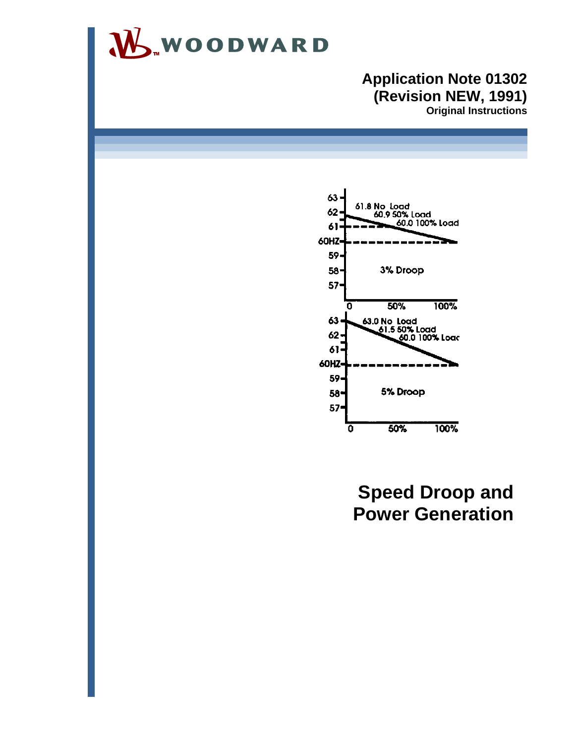WOODWARD

**Application Note 01302**
**(Revision NEW, 1991)**
**Original Instructions**

# Speed Droop and Power Generation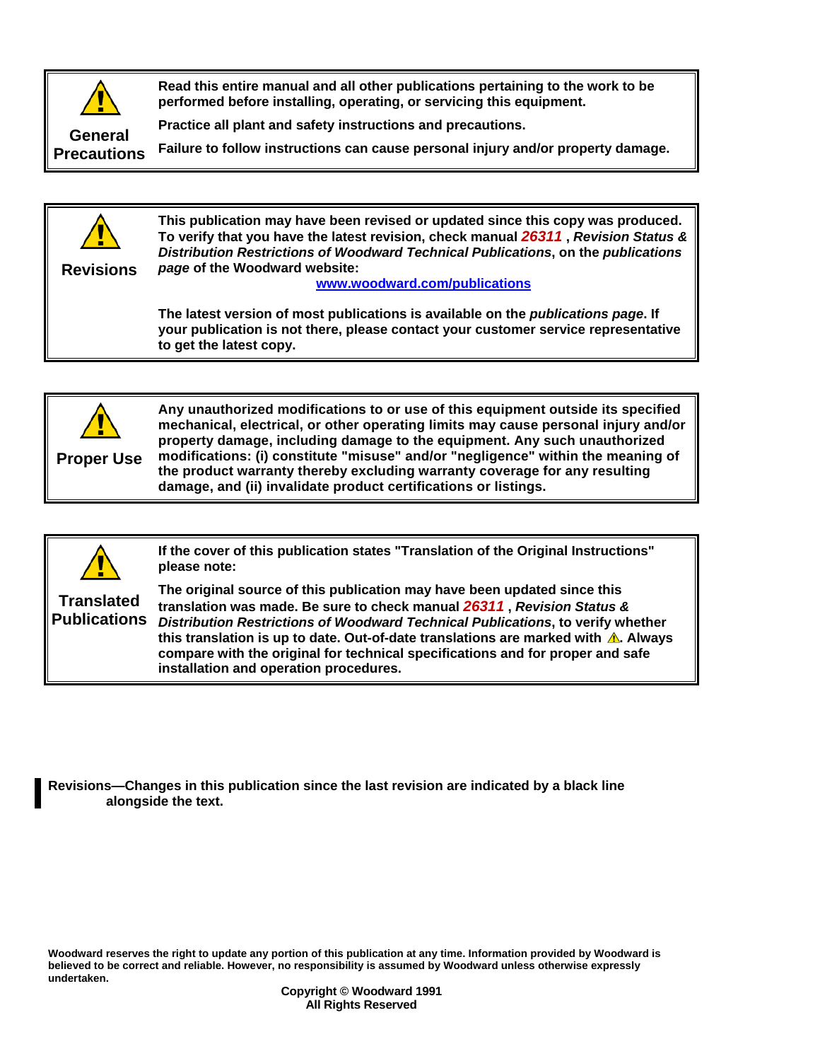**General Precautions**

**Read this entire manual and all other publications pertaining to the work to be performed before installing, operating, or servicing this equipment.**

**Practice all plant and safety instructions and precautions.**

**Failure to follow instructions can cause personal injury and/or property damage.**

---

**Revisions**

**This publication may have been revised or updated since this copy was produced. To verify that you have the latest revision, check manual 26311 , *Revision Status & Distribution Restrictions of Woodward Technical Publications*, on the *publications page* of the Woodward website:**

**www.woodward.com/publications**

**The latest version of most publications is available on the *publications page*. If your publication is not there, please contact your customer service representative to get the latest copy.**

---

**Proper Use**

**Any unauthorized modifications to or use of this equipment outside its specified mechanical, electrical, or other operating limits may cause personal injury and/or property damage, including damage to the equipment. Any such unauthorized modifications: (i) constitute "misuse" and/or "negligence" within the meaning of the product warranty thereby excluding warranty coverage for any resulting damage, and (ii) invalidate product certifications or listings.**

---

**Translated Publications**

**If the cover of this publication states "Translation of the Original Instructions" please note:**

**The original source of this publication may have been updated since this translation was made. Be sure to check manual 26311 , *Revision Status & Distribution Restrictions of Woodward Technical Publications*, to verify whether this translation is up to date. Out-of-date translations are marked with ⚠. Always compare with the original for technical specifications and for proper and safe installation and operation procedures.**

---

**Revisions—Changes in this publication since the last revision are indicated by a black line alongside the text.**

**Woodward reserves the right to update any portion of this publication at any time. Information provided by Woodward is believed to be correct and reliable. However, no responsibility is assumed by Woodward unless otherwise expressly undertaken.**

**Copyright © Woodward 1991**
**All Rights Reserved**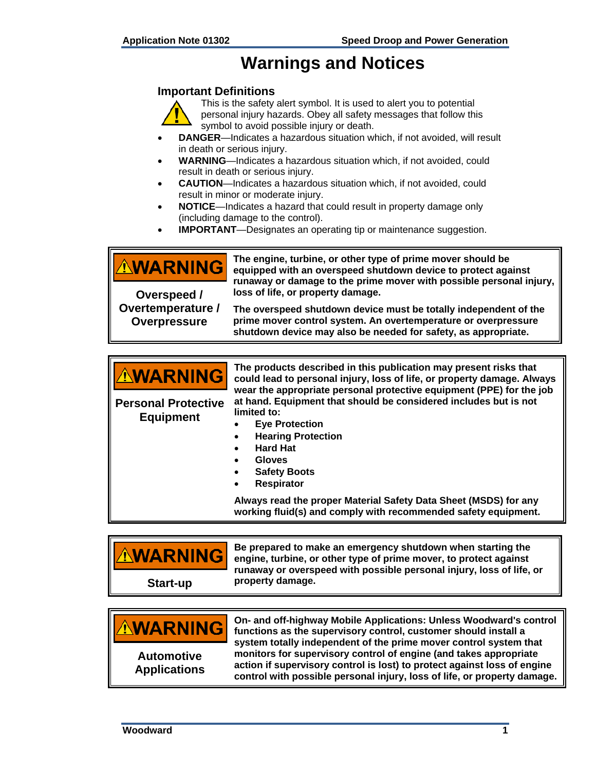# Warnings and Notices

### Important Definitions

⚠ This is the safety alert symbol. It is used to alert you to potential personal injury hazards. Obey all safety messages that follow this symbol to avoid possible injury or death.

- **DANGER**—Indicates a hazardous situation which, if not avoided, will result in death or serious injury.
- **WARNING**—Indicates a hazardous situation which, if not avoided, could result in death or serious injury.
- **CAUTION**—Indicates a hazardous situation which, if not avoided, could result in minor or moderate injury.
- **NOTICE**—Indicates a hazard that could result in property damage only (including damage to the control).
- **IMPORTANT**—Designates an operating tip or maintenance suggestion.

| ⚠WARNING<br><br>**Overspeed / Overtemperature / Overpressure** | **The engine, turbine, or other type of prime mover should be equipped with an overspeed shutdown device to protect against runaway or damage to the prime mover with possible personal injury, loss of life, or property damage.**<br><br>**The overspeed shutdown device must be totally independent of the prime mover control system. An overtemperature or overpressure shutdown device may also be needed for safety, as appropriate.** |
|---|---|

| ⚠WARNING<br><br>**Personal Protective Equipment** | **The products described in this publication may present risks that could lead to personal injury, loss of life, or property damage. Always wear the appropriate personal protective equipment (PPE) for the job at hand. Equipment that should be considered includes but is not limited to:**<br>• **Eye Protection**<br>• **Hearing Protection**<br>• **Hard Hat**<br>• **Gloves**<br>• **Safety Boots**<br>• **Respirator**<br><br>**Always read the proper Material Safety Data Sheet (MSDS) for any working fluid(s) and comply with recommended safety equipment.** |
|---|---|

| ⚠WARNING<br><br>**Start-up** | **Be prepared to make an emergency shutdown when starting the engine, turbine, or other type of prime mover, to protect against runaway or overspeed with possible personal injury, loss of life, or property damage.** |
|---|---|

| ⚠WARNING<br><br>**Automotive Applications** | **On- and off-highway Mobile Applications: Unless Woodward's control functions as the supervisory control, customer should install a system totally independent of the prime mover control system that monitors for supervisory control of engine (and takes appropriate action if supervisory control is lost) to protect against loss of engine control with possible personal injury, loss of life, or property damage.** |
|---|---|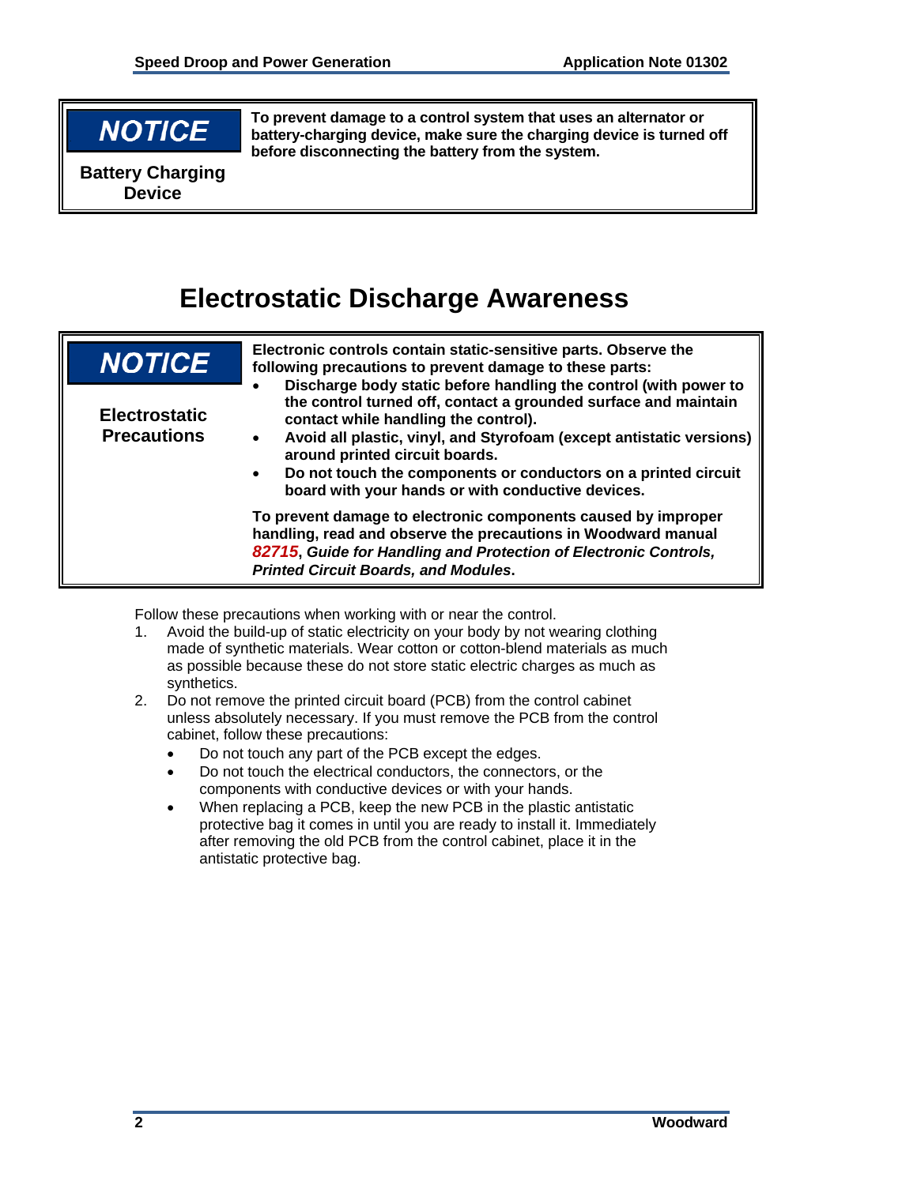> **NOTICE**
>
> **Battery Charging Device**
>
> **To prevent damage to a control system that uses an alternator or battery-charging device, make sure the charging device is turned off before disconnecting the battery from the system.**

## Electrostatic Discharge Awareness

> **NOTICE**
>
> **Electrostatic Precautions**
>
> **Electronic controls contain static-sensitive parts. Observe the following precautions to prevent damage to these parts:**
>
> - **Discharge body static before handling the control (with power to the control turned off, contact a grounded surface and maintain contact while handling the control).**
> - **Avoid all plastic, vinyl, and Styrofoam (except antistatic versions) around printed circuit boards.**
> - **Do not touch the components or conductors on a printed circuit board with your hands or with conductive devices.**
>
> **To prevent damage to electronic components caused by improper handling, read and observe the precautions in Woodward manual *82715*, *Guide for Handling and Protection of Electronic Controls, Printed Circuit Boards, and Modules*.**

Follow these precautions when working with or near the control.

1. Avoid the build-up of static electricity on your body by not wearing clothing made of synthetic materials. Wear cotton or cotton-blend materials as much as possible because these do not store static electric charges as much as synthetics.
2. Do not remove the printed circuit board (PCB) from the control cabinet unless absolutely necessary. If you must remove the PCB from the control cabinet, follow these precautions:
   - Do not touch any part of the PCB except the edges.
   - Do not touch the electrical conductors, the connectors, or the components with conductive devices or with your hands.
   - When replacing a PCB, keep the new PCB in the plastic antistatic protective bag it comes in until you are ready to install it. Immediately after removing the old PCB from the control cabinet, place it in the antistatic protective bag.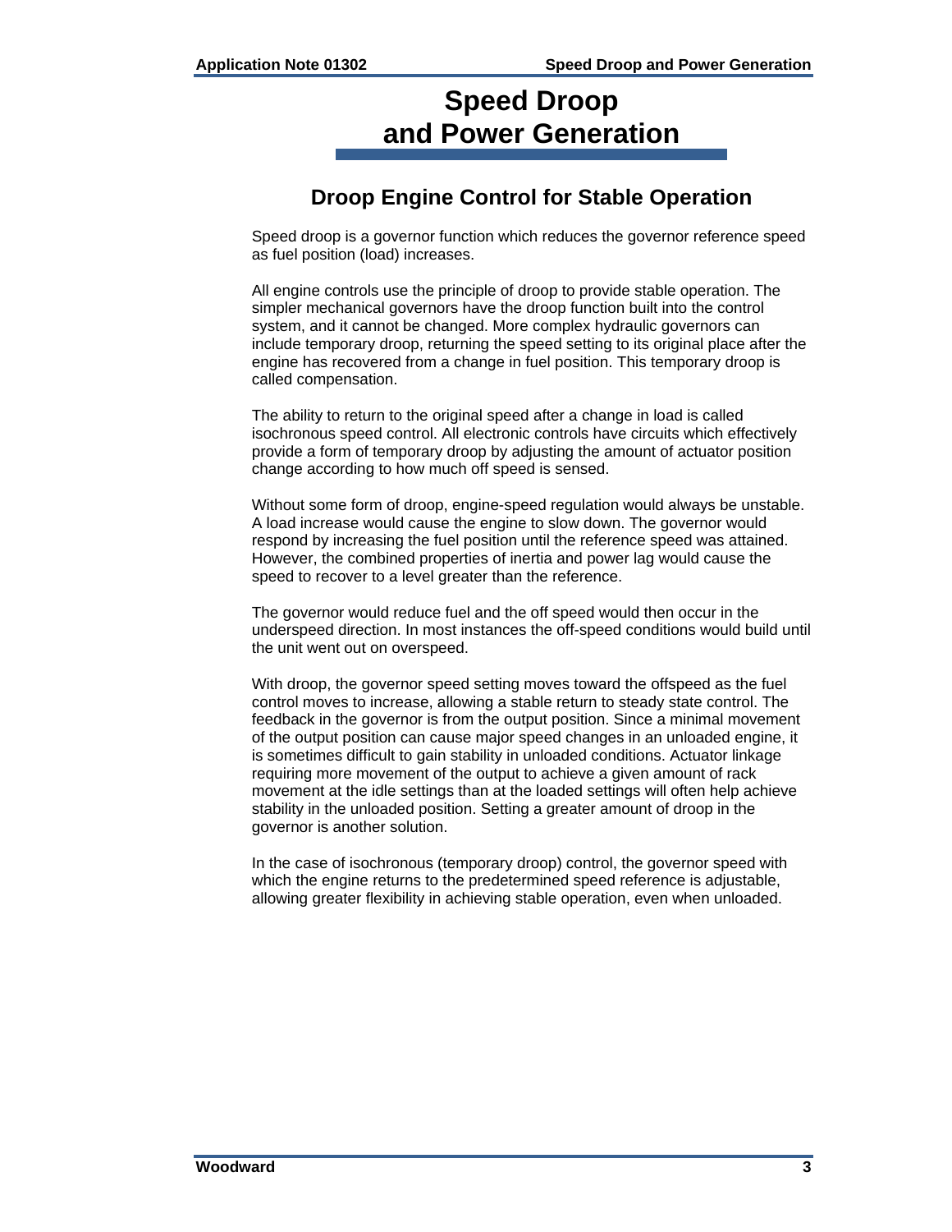# Speed Droop and Power Generation

## Droop Engine Control for Stable Operation

Speed droop is a governor function which reduces the governor reference speed as fuel position (load) increases.

All engine controls use the principle of droop to provide stable operation. The simpler mechanical governors have the droop function built into the control system, and it cannot be changed. More complex hydraulic governors can include temporary droop, returning the speed setting to its original place after the engine has recovered from a change in fuel position. This temporary droop is called compensation.

The ability to return to the original speed after a change in load is called isochronous speed control. All electronic controls have circuits which effectively provide a form of temporary droop by adjusting the amount of actuator position change according to how much off speed is sensed.

Without some form of droop, engine-speed regulation would always be unstable. A load increase would cause the engine to slow down. The governor would respond by increasing the fuel position until the reference speed was attained. However, the combined properties of inertia and power lag would cause the speed to recover to a level greater than the reference.

The governor would reduce fuel and the off speed would then occur in the underspeed direction. In most instances the off-speed conditions would build until the unit went out on overspeed.

With droop, the governor speed setting moves toward the offspeed as the fuel control moves to increase, allowing a stable return to steady state control. The feedback in the governor is from the output position. Since a minimal movement of the output position can cause major speed changes in an unloaded engine, it is sometimes difficult to gain stability in unloaded conditions. Actuator linkage requiring more movement of the output to achieve a given amount of rack movement at the idle settings than at the loaded settings will often help achieve stability in the unloaded position. Setting a greater amount of droop in the governor is another solution.

In the case of isochronous (temporary droop) control, the governor speed with which the engine returns to the predetermined speed reference is adjustable, allowing greater flexibility in achieving stable operation, even when unloaded.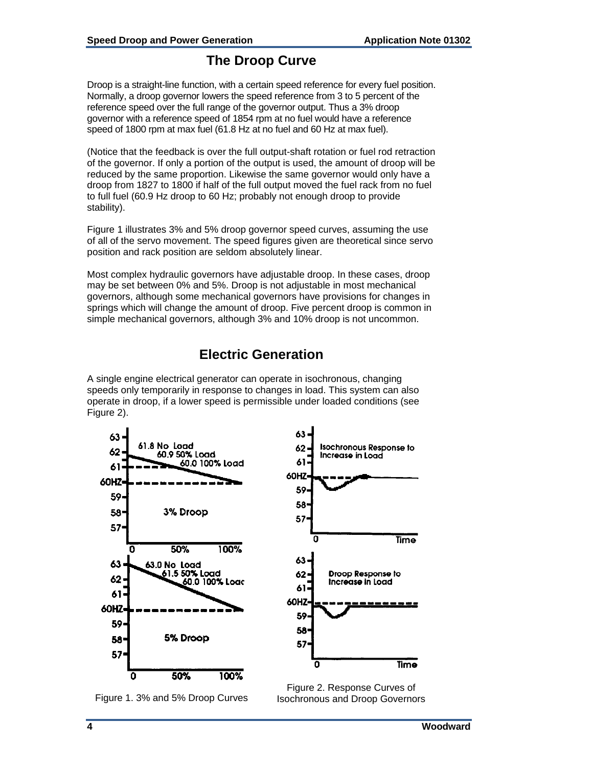## The Droop Curve

Droop is a straight-line function, with a certain speed reference for every fuel position. Normally, a droop governor lowers the speed reference from 3 to 5 percent of the reference speed over the full range of the governor output. Thus a 3% droop governor with a reference speed of 1854 rpm at no fuel would have a reference speed of 1800 rpm at max fuel (61.8 Hz at no fuel and 60 Hz at max fuel).

(Notice that the feedback is over the full output-shaft rotation or fuel rod retraction of the governor. If only a portion of the output is used, the amount of droop will be reduced by the same proportion. Likewise the same governor would only have a droop from 1827 to 1800 if half of the full output moved the fuel rack from no fuel to full fuel (60.9 Hz droop to 60 Hz; probably not enough droop to provide stability).

Figure 1 illustrates 3% and 5% droop governor speed curves, assuming the use of all of the servo movement. The speed figures given are theoretical since servo position and rack position are seldom absolutely linear.

Most complex hydraulic governors have adjustable droop. In these cases, droop may be set between 0% and 5%. Droop is not adjustable in most mechanical governors, although some mechanical governors have provisions for changes in springs which will change the amount of droop. Five percent droop is common in simple mechanical governors, although 3% and 10% droop is not uncommon.

## Electric Generation

A single engine electrical generator can operate in isochronous, changing speeds only temporarily in response to changes in load. This system can also operate in droop, if a lower speed is permissible under loaded conditions (see Figure 2).

Figure 1. 3% and 5% Droop Curves

Figure 2. Response Curves of Isochronous and Droop Governors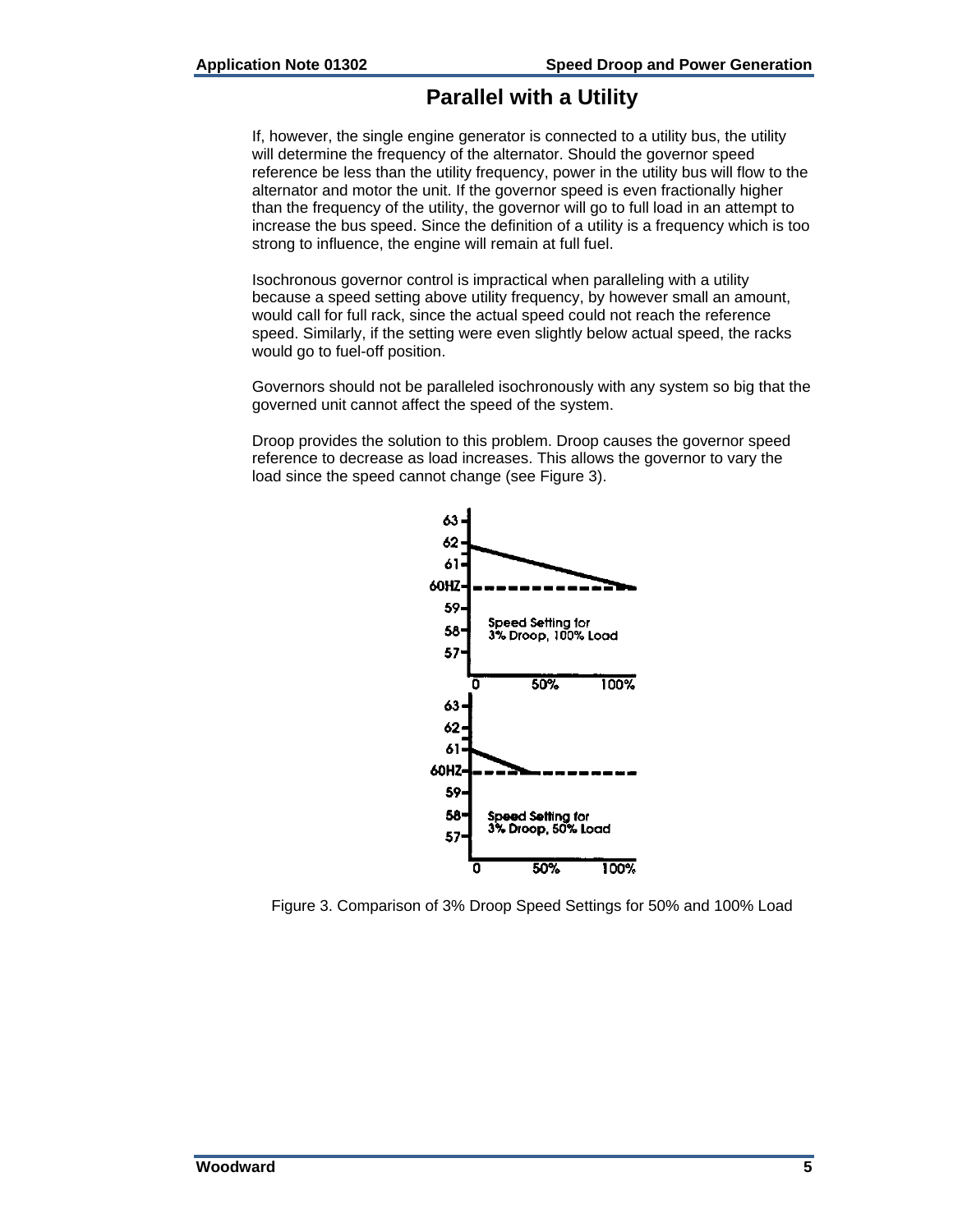## Parallel with a Utility

If, however, the single engine generator is connected to a utility bus, the utility will determine the frequency of the alternator. Should the governor speed reference be less than the utility frequency, power in the utility bus will flow to the alternator and motor the unit. If the governor speed is even fractionally higher than the frequency of the utility, the governor will go to full load in an attempt to increase the bus speed. Since the definition of a utility is a frequency which is too strong to influence, the engine will remain at full fuel.

Isochronous governor control is impractical when paralleling with a utility because a speed setting above utility frequency, by however small an amount, would call for full rack, since the actual speed could not reach the reference speed. Similarly, if the setting were even slightly below actual speed, the racks would go to fuel-off position.

Governors should not be paralleled isochronously with any system so big that the governed unit cannot affect the speed of the system.

Droop provides the solution to this problem. Droop causes the governor speed reference to decrease as load increases. This allows the governor to vary the load since the speed cannot change (see Figure 3).

Figure 3. Comparison of 3% Droop Speed Settings for 50% and 100% Load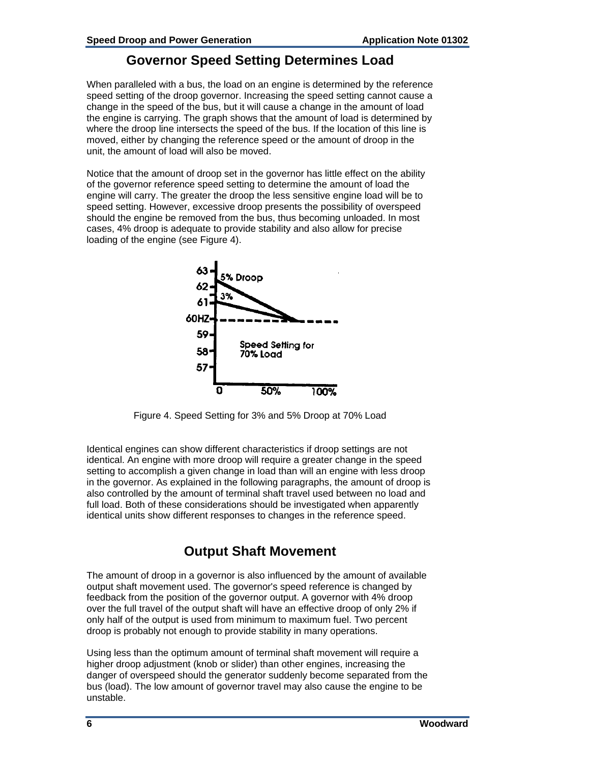## Governor Speed Setting Determines Load

When paralleled with a bus, the load on an engine is determined by the reference speed setting of the droop governor. Increasing the speed setting cannot cause a change in the speed of the bus, but it will cause a change in the amount of load the engine is carrying. The graph shows that the amount of load is determined by where the droop line intersects the speed of the bus. If the location of this line is moved, either by changing the reference speed or the amount of droop in the unit, the amount of load will also be moved.

Notice that the amount of droop set in the governor has little effect on the ability of the governor reference speed setting to determine the amount of load the engine will carry. The greater the droop the less sensitive engine load will be to speed setting. However, excessive droop presents the possibility of overspeed should the engine be removed from the bus, thus becoming unloaded. In most cases, 4% droop is adequate to provide stability and also allow for precise loading of the engine (see Figure 4).

Figure 4. Speed Setting for 3% and 5% Droop at 70% Load

Identical engines can show different characteristics if droop settings are not identical. An engine with more droop will require a greater change in the speed setting to accomplish a given change in load than will an engine with less droop in the governor. As explained in the following paragraphs, the amount of droop is also controlled by the amount of terminal shaft travel used between no load and full load. Both of these considerations should be investigated when apparently identical units show different responses to changes in the reference speed.

## Output Shaft Movement

The amount of droop in a governor is also influenced by the amount of available output shaft movement used. The governor's speed reference is changed by feedback from the position of the governor output. A governor with 4% droop over the full travel of the output shaft will have an effective droop of only 2% if only half of the output is used from minimum to maximum fuel. Two percent droop is probably not enough to provide stability in many operations.

Using less than the optimum amount of terminal shaft movement will require a higher droop adjustment (knob or slider) than other engines, increasing the danger of overspeed should the generator suddenly become separated from the bus (load). The low amount of governor travel may also cause the engine to be unstable.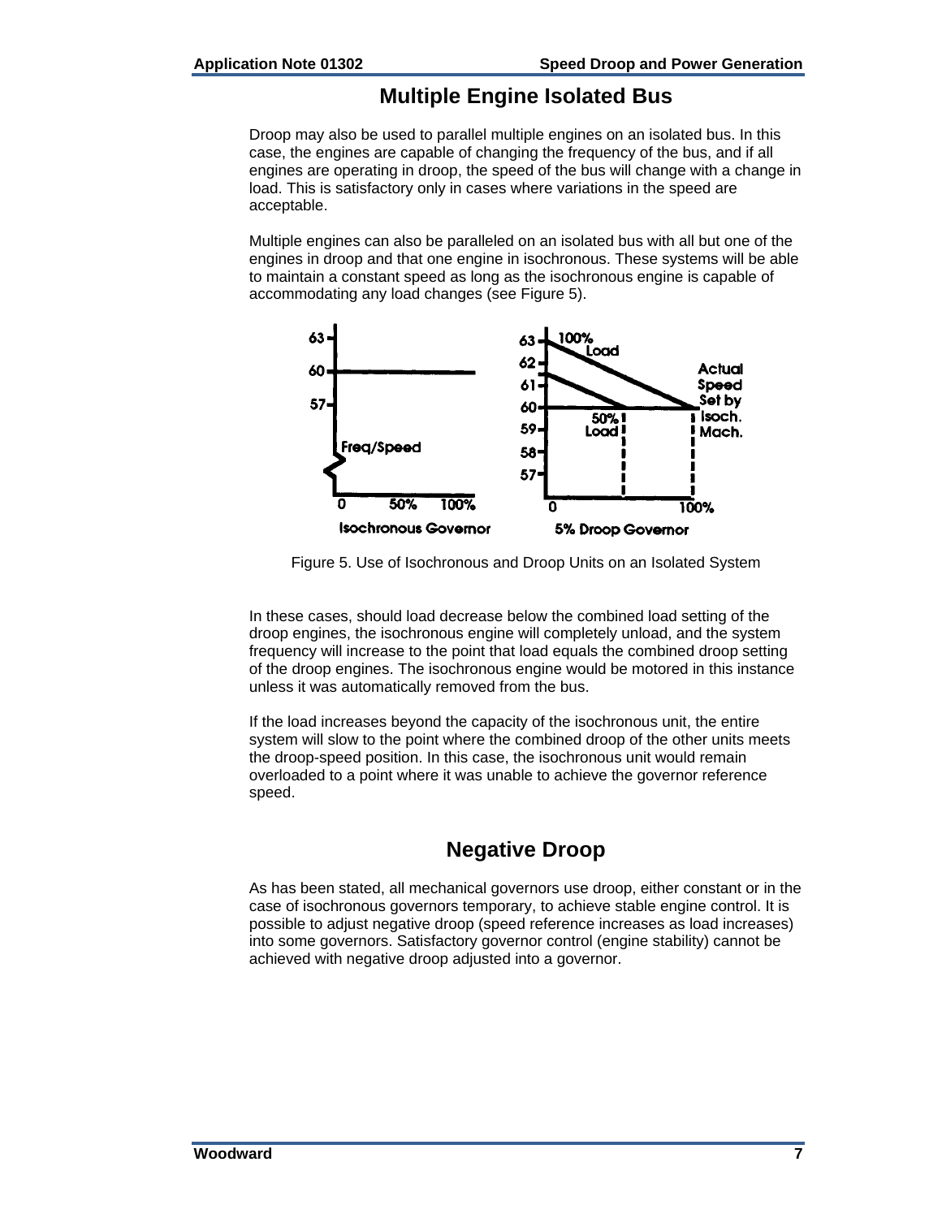## Multiple Engine Isolated Bus

Droop may also be used to parallel multiple engines on an isolated bus. In this case, the engines are capable of changing the frequency of the bus, and if all engines are operating in droop, the speed of the bus will change with a change in load. This is satisfactory only in cases where variations in the speed are acceptable.

Multiple engines can also be paralleled on an isolated bus with all but one of the engines in droop and that one engine in isochronous. These systems will be able to maintain a constant speed as long as the isochronous engine is capable of accommodating any load changes (see Figure 5).

Figure 5. Use of Isochronous and Droop Units on an Isolated System

In these cases, should load decrease below the combined load setting of the droop engines, the isochronous engine will completely unload, and the system frequency will increase to the point that load equals the combined droop setting of the droop engines. The isochronous engine would be motored in this instance unless it was automatically removed from the bus.

If the load increases beyond the capacity of the isochronous unit, the entire system will slow to the point where the combined droop of the other units meets the droop-speed position. In this case, the isochronous unit would remain overloaded to a point where it was unable to achieve the governor reference speed.

## Negative Droop

As has been stated, all mechanical governors use droop, either constant or in the case of isochronous governors temporary, to achieve stable engine control. It is possible to adjust negative droop (speed reference increases as load increases) into some governors. Satisfactory governor control (engine stability) cannot be achieved with negative droop adjusted into a governor.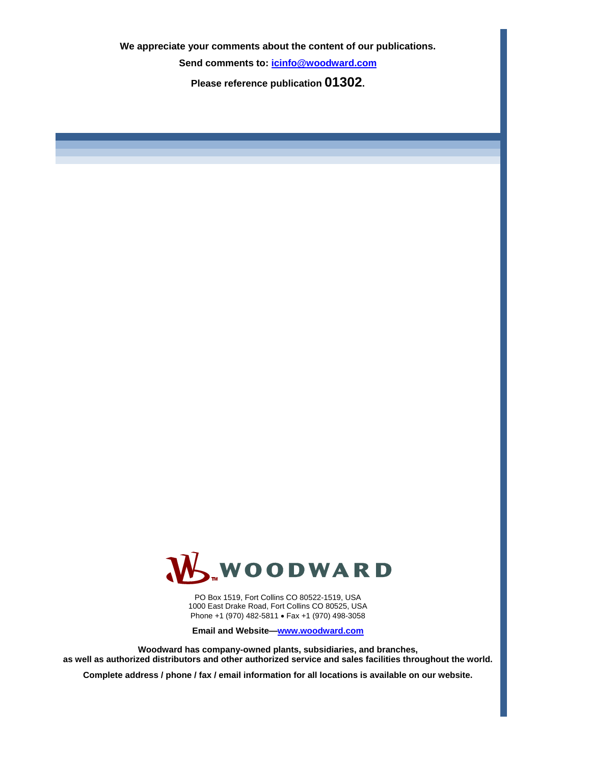**We appreciate your comments about the content of our publications.**

**Send comments to: icinfo@woodward.com**

**Please reference publication 01302.**

WOODWARD

PO Box 1519, Fort Collins CO 80522-1519, USA
1000 East Drake Road, Fort Collins CO 80525, USA
Phone +1 (970) 482-5811 • Fax +1 (970) 498-3058

**Email and Website—www.woodward.com**

**Woodward has company-owned plants, subsidiaries, and branches, as well as authorized distributors and other authorized service and sales facilities throughout the world.**

**Complete address / phone / fax / email information for all locations is available on our website.**